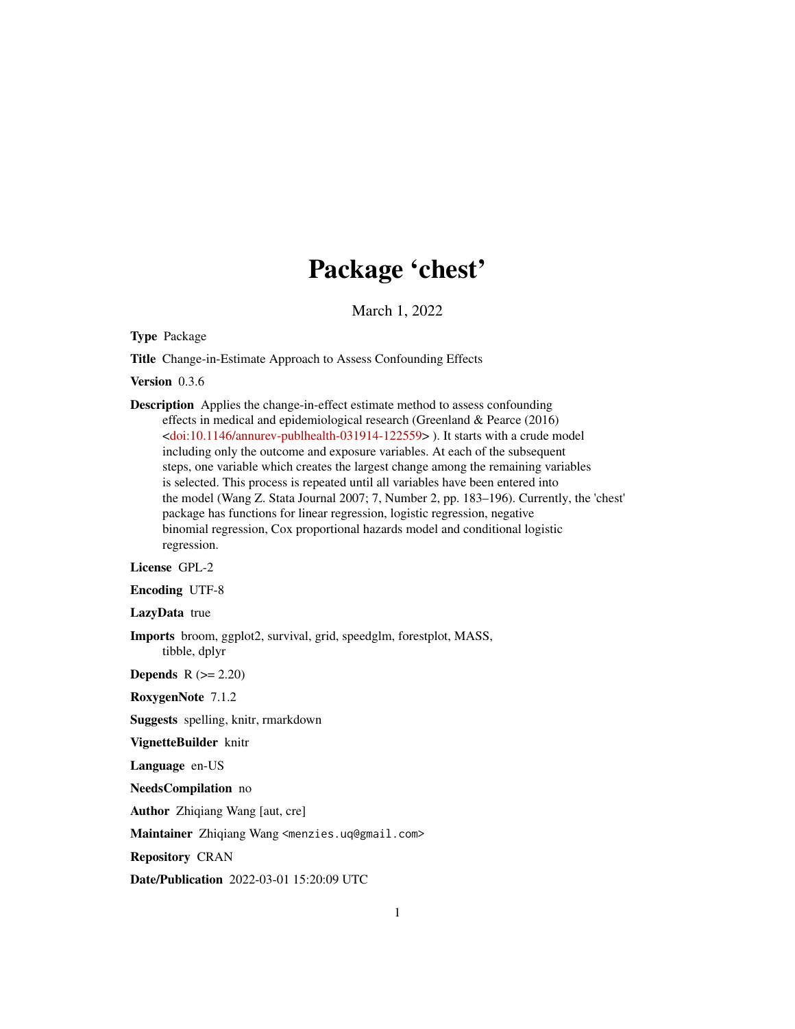# Package 'chest'

March 1, 2022

**Type** Package

**Title** Change-in-Estimate Approach to Assess Confounding Effects

**Version** 0.3.6

**Description** Applies the change-in-effect estimate method to assess confounding effects in medical and epidemiological research (Greenland & Pearce (2016) <doi:10.1146/annurev-publhealth-031914-122559> ). It starts with a crude model including only the outcome and exposure variables. At each of the subsequent steps, one variable which creates the largest change among the remaining variables is selected. This process is repeated until all variables have been entered into the model (Wang Z. Stata Journal 2007; 7, Number 2, pp. 183–196). Currently, the 'chest' package has functions for linear regression, logistic regression, negative binomial regression, Cox proportional hazards model and conditional logistic regression.

**License** GPL-2

**Encoding** UTF-8

**LazyData** true

**Imports** broom, ggplot2, survival, grid, speedglm, forestplot, MASS, tibble, dplyr

**Depends** R (>= 2.20)

**RoxygenNote** 7.1.2

**Suggests** spelling, knitr, rmarkdown

**VignetteBuilder** knitr

**Language** en-US

**NeedsCompilation** no

**Author** Zhiqiang Wang [aut, cre]

**Maintainer** Zhiqiang Wang <menzies.uq@gmail.com>

**Repository** CRAN

**Date/Publication** 2022-03-01 15:20:09 UTC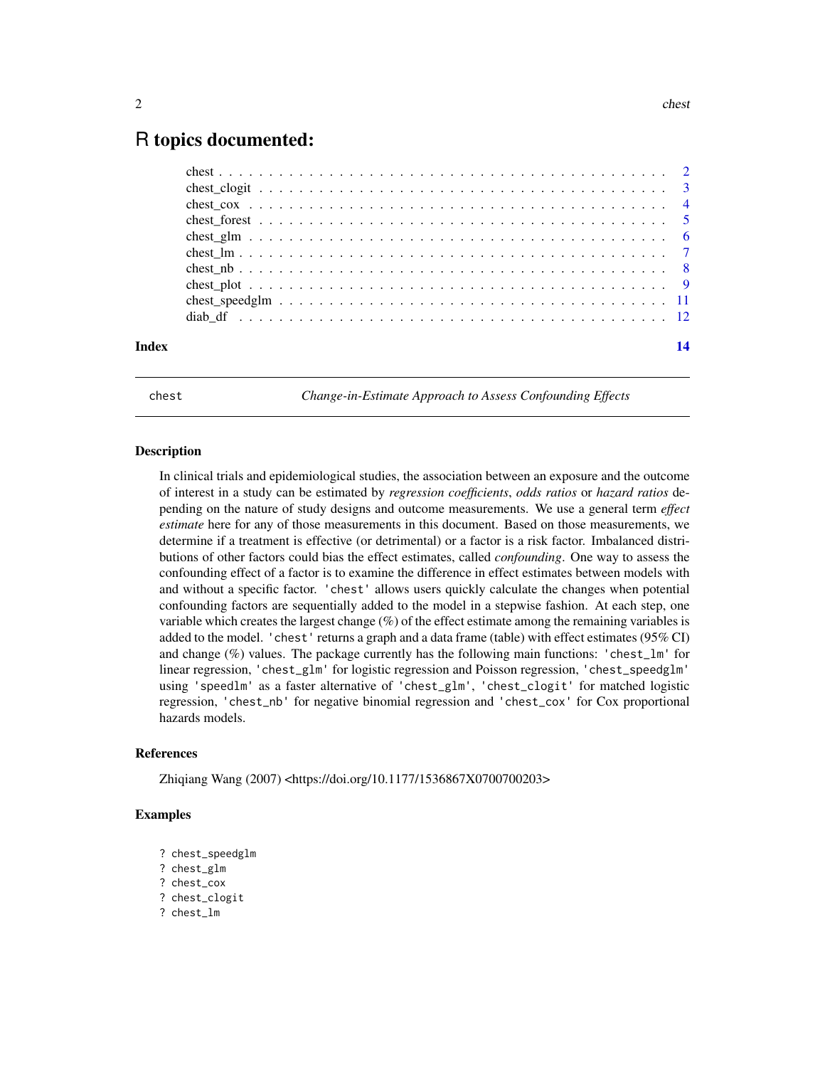# R topics documented:

- chest . . . . . . . . . . . . . . . . . . . . . . . . . . . . . . . . . . . . . . . . . . 2
- chest_clogit . . . . . . . . . . . . . . . . . . . . . . . . . . . . . . . . . . . . . . 3
- chest_cox . . . . . . . . . . . . . . . . . . . . . . . . . . . . . . . . . . . . . . . 4
- chest_forest . . . . . . . . . . . . . . . . . . . . . . . . . . . . . . . . . . . . . . 5
- chest_glm . . . . . . . . . . . . . . . . . . . . . . . . . . . . . . . . . . . . . . . 6
- chest_lm . . . . . . . . . . . . . . . . . . . . . . . . . . . . . . . . . . . . . . . . 7
- chest_nb . . . . . . . . . . . . . . . . . . . . . . . . . . . . . . . . . . . . . . . . 8
- chest_plot . . . . . . . . . . . . . . . . . . . . . . . . . . . . . . . . . . . . . . . 9
- chest_speedglm . . . . . . . . . . . . . . . . . . . . . . . . . . . . . . . . . . . . 11
- diab_df . . . . . . . . . . . . . . . . . . . . . . . . . . . . . . . . . . . . . . . . 12

**Index** 14

---

`chest` *Change-in-Estimate Approach to Assess Confounding Effects*

---

### Description

In clinical trials and epidemiological studies, the association between an exposure and the outcome of interest in a study can be estimated by *regression coefficients*, *odds ratios* or *hazard ratios* depending on the nature of study designs and outcome measurements. We use a general term *effect estimate* here for any of those measurements in this document. Based on those measurements, we determine if a treatment is effective (or detrimental) or a factor is a risk factor. Imbalanced distributions of other factors could bias the effect estimates, called *confounding*. One way to assess the confounding effect of a factor is to examine the difference in effect estimates between models with and without a specific factor. `'chest'` allows users quickly calculate the changes when potential confounding factors are sequentially added to the model in a stepwise fashion. At each step, one variable which creates the largest change (%) of the effect estimate among the remaining variables is added to the model. `'chest'` returns a graph and a data frame (table) with effect estimates (95% CI) and change (%) values. The package currently has the following main functions: `'chest_lm'` for linear regression, `'chest_glm'` for logistic regression and Poisson regression, `'chest_speedglm'` using `'speedlm'` as a faster alternative of `'chest_glm'`, `'chest_clogit'` for matched logistic regression, `'chest_nb'` for negative binomial regression and `'chest_cox'` for Cox proportional hazards models.

### References

Zhiqiang Wang (2007) <https://doi.org/10.1177/1536867X0700700203>

### Examples

```
? chest_speedglm
? chest_glm
? chest_cox
? chest_clogit
? chest_lm
```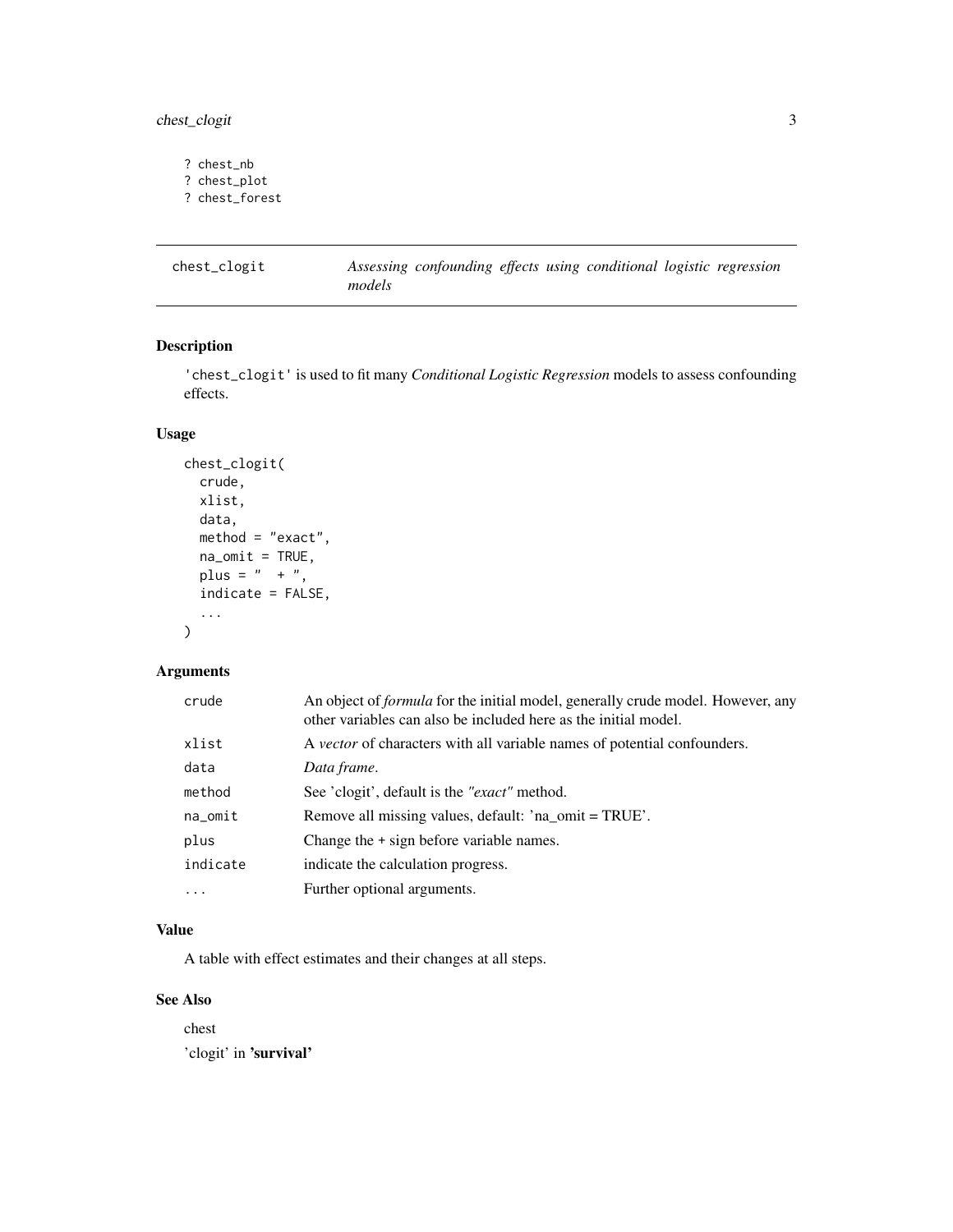```
? chest_nb
? chest_plot
? chest_forest
```

## chest_clogit — *Assessing confounding effects using conditional logistic regression models*

### Description

'chest_clogit' is used to fit many *Conditional Logistic Regression* models to assess confounding effects.

### Usage

```
chest_clogit(
  crude,
  xlist,
  data,
  method = "exact",
  na_omit = TRUE,
  plus = "  + ",
  indicate = FALSE,
  ...
)
```

### Arguments

| | |
|---|---|
| crude | An object of *formula* for the initial model, generally crude model. However, any other variables can also be included here as the initial model. |
| xlist | A *vector* of characters with all variable names of potential confounders. |
| data | *Data frame*. |
| method | See 'clogit', default is the *"exact"* method. |
| na_omit | Remove all missing values, default: 'na_omit = TRUE'. |
| plus | Change the + sign before variable names. |
| indicate | indicate the calculation progress. |
| ... | Further optional arguments. |

### Value

A table with effect estimates and their changes at all steps.

### See Also

chest

'clogit' in **'survival'**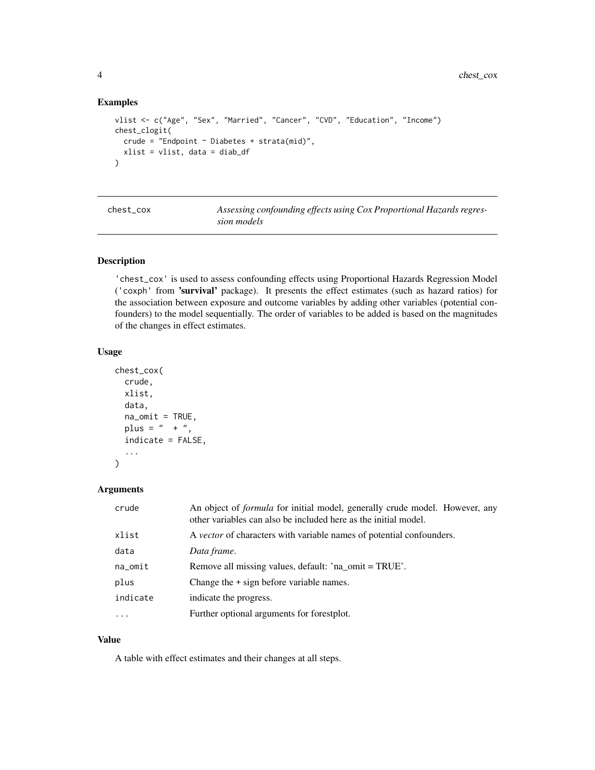### Examples

```
vlist <- c("Age", "Sex", "Married", "Cancer", "CVD", "Education", "Income")
chest_clogit(
  crude = "Endpoint ~ Diabetes + strata(mid)",
  xlist = vlist, data = diab_df
)
```

---

## chest_cox — *Assessing confounding effects using Cox Proportional Hazards regression models*

---

### Description

'chest_cox' is used to assess confounding effects using Proportional Hazards Regression Model ('coxph' from **'survival'** package). It presents the effect estimates (such as hazard ratios) for the association between exposure and outcome variables by adding other variables (potential confounders) to the model sequentially. The order of variables to be added is based on the magnitudes of the changes in effect estimates.

### Usage

```
chest_cox(
  crude,
  xlist,
  data,
  na_omit = TRUE,
  plus = "  + ",
  indicate = FALSE,
  ...
)
```

### Arguments

| | |
|---|---|
| crude | An object of *formula* for initial model, generally crude model. However, any other variables can also be included here as the initial model. |
| xlist | A *vector* of characters with variable names of potential confounders. |
| data | *Data frame*. |
| na_omit | Remove all missing values, default: 'na_omit = TRUE'. |
| plus | Change the + sign before variable names. |
| indicate | indicate the progress. |
| ... | Further optional arguments for forestplot. |

### Value

A table with effect estimates and their changes at all steps.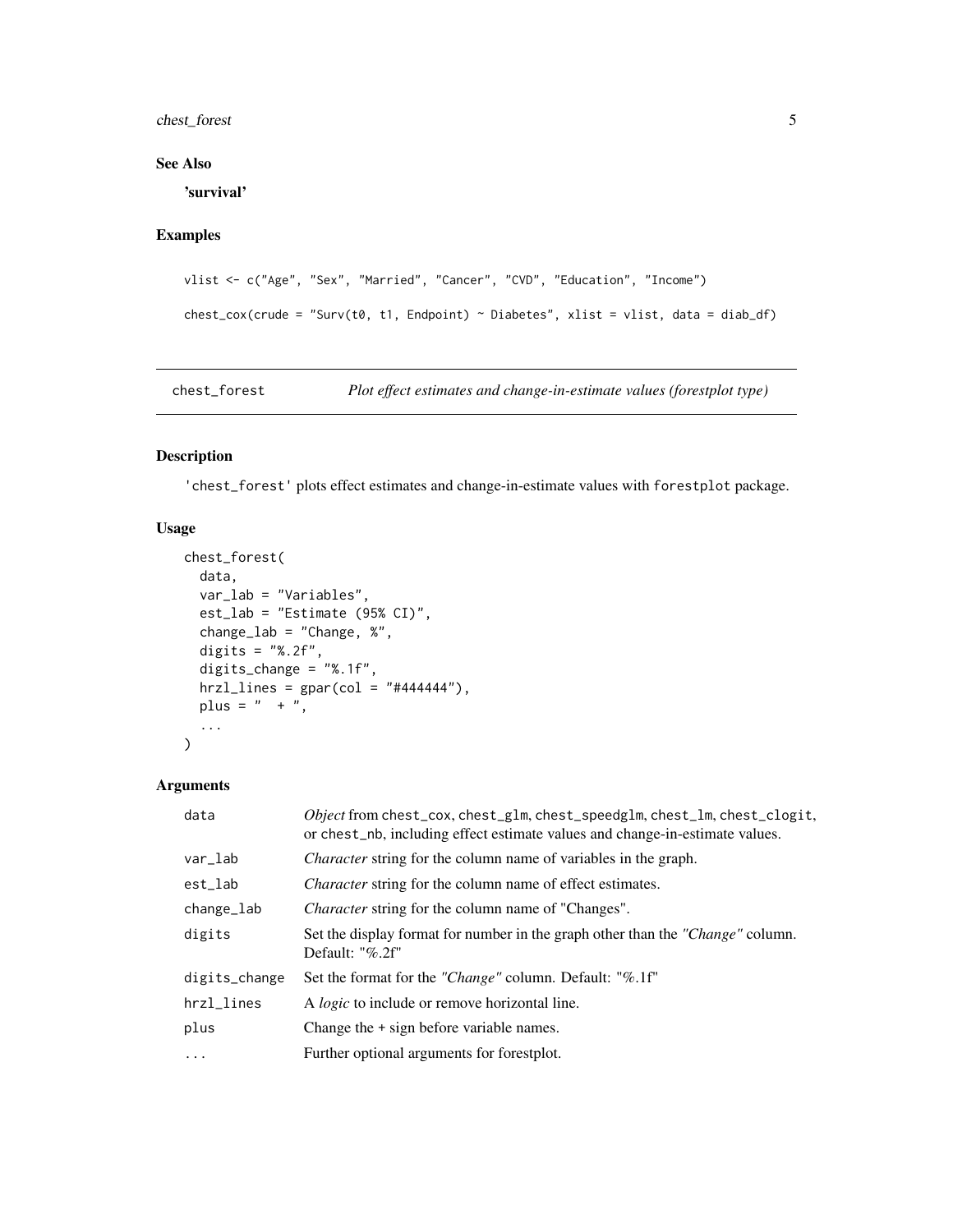### See Also

**'survival'**

### Examples

```
vlist <- c("Age", "Sex", "Married", "Cancer", "CVD", "Education", "Income")

chest_cox(crude = "Surv(t0, t1, Endpoint) ~ Diabetes", xlist = vlist, data = diab_df)
```

---

## chest_forest — *Plot effect estimates and change-in-estimate values (forestplot type)*

---

### Description

'chest_forest' plots effect estimates and change-in-estimate values with forestplot package.

### Usage

```
chest_forest(
  data,
  var_lab = "Variables",
  est_lab = "Estimate (95% CI)",
  change_lab = "Change, %",
  digits = "%.2f",
  digits_change = "%.1f",
  hrzl_lines = gpar(col = "#444444"),
  plus = "  + ",
  ...
)
```

### Arguments

| | |
|---|---|
| data | *Object* from chest_cox, chest_glm, chest_speedglm, chest_lm, chest_clogit, or chest_nb, including effect estimate values and change-in-estimate values. |
| var_lab | *Character* string for the column name of variables in the graph. |
| est_lab | *Character* string for the column name of effect estimates. |
| change_lab | *Character* string for the column name of "Changes". |
| digits | Set the display format for number in the graph other than the *"Change"* column. Default: "%.2f" |
| digits_change | Set the format for the *"Change"* column. Default: "%.1f" |
| hrzl_lines | A *logic* to include or remove horizontal line. |
| plus | Change the + sign before variable names. |
| ... | Further optional arguments for forestplot. |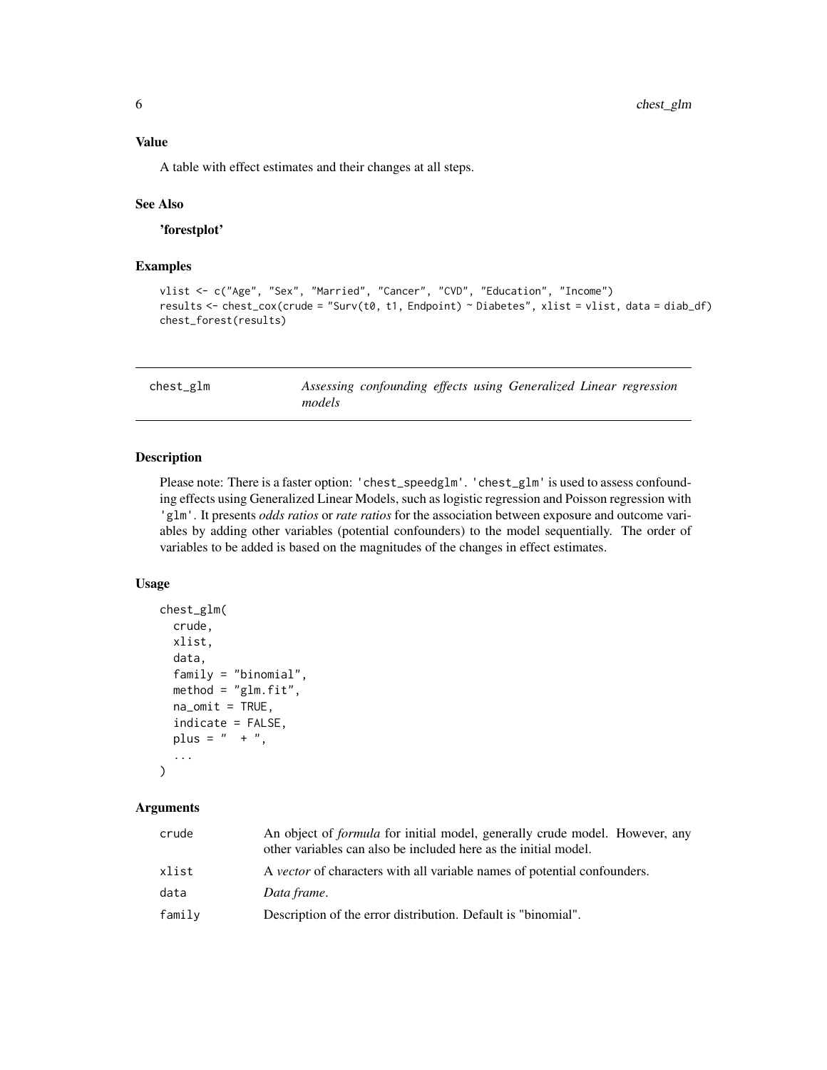### Value

A table with effect estimates and their changes at all steps.

### See Also

**'forestplot'**

### Examples

```
vlist <- c("Age", "Sex", "Married", "Cancer", "CVD", "Education", "Income")
results <- chest_cox(crude = "Surv(t0, t1, Endpoint) ~ Diabetes", xlist = vlist, data = diab_df)
chest_forest(results)
```

---

## chest_glm — *Assessing confounding effects using Generalized Linear regression models*

---

### Description

Please note: There is a faster option: 'chest_speedglm'. 'chest_glm' is used to assess confounding effects using Generalized Linear Models, such as logistic regression and Poisson regression with 'glm'. It presents *odds ratios* or *rate ratios* for the association between exposure and outcome variables by adding other variables (potential confounders) to the model sequentially. The order of variables to be added is based on the magnitudes of the changes in effect estimates.

### Usage

```
chest_glm(
  crude,
  xlist,
  data,
  family = "binomial",
  method = "glm.fit",
  na_omit = TRUE,
  indicate = FALSE,
  plus = "  + ",
  ...
)
```

### Arguments

| | |
|---|---|
| crude | An object of *formula* for initial model, generally crude model. However, any other variables can also be included here as the initial model. |
| xlist | A *vector* of characters with all variable names of potential confounders. |
| data | *Data frame*. |
| family | Description of the error distribution. Default is "binomial". |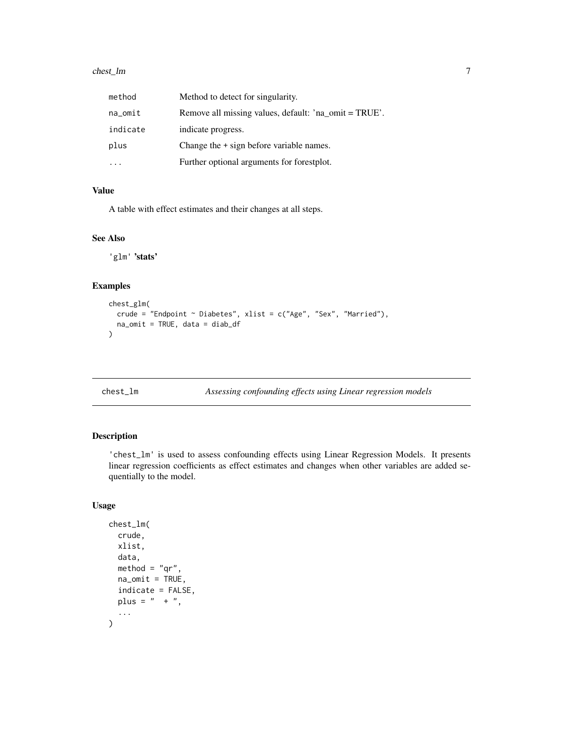| | |
|---|---|
| method | Method to detect for singularity. |
| na_omit | Remove all missing values, default: 'na_omit = TRUE'. |
| indicate | indicate progress. |
| plus | Change the + sign before variable names. |
| ... | Further optional arguments for forestplot. |

### Value

A table with effect estimates and their changes at all steps.

### See Also

'glm' **'stats'**

### Examples

```
chest_glm(
  crude = "Endpoint ~ Diabetes", xlist = c("Age", "Sex", "Married"),
  na_omit = TRUE, data = diab_df
)
```

---

## chest_lm — *Assessing confounding effects using Linear regression models*

---

### Description

'chest_lm' is used to assess confounding effects using Linear Regression Models. It presents linear regression coefficients as effect estimates and changes when other variables are added sequentially to the model.

### Usage

```
chest_lm(
  crude,
  xlist,
  data,
  method = "qr",
  na_omit = TRUE,
  indicate = FALSE,
  plus = "  + ",
  ...
)
```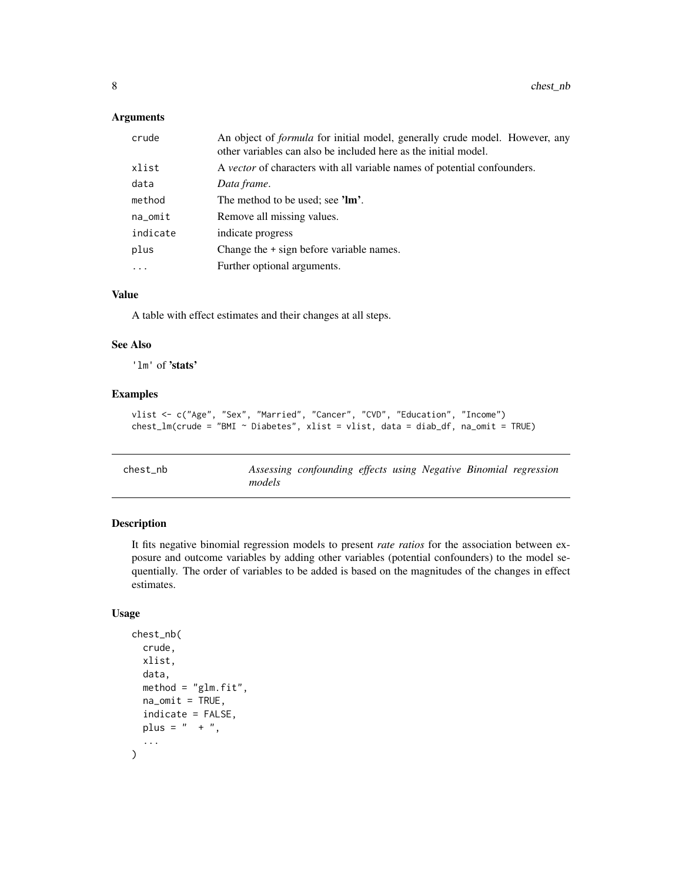### Arguments

| | |
|---|---|
| crude | An object of *formula* for initial model, generally crude model. However, any other variables can also be included here as the initial model. |
| xlist | A *vector* of characters with all variable names of potential confounders. |
| data | *Data frame*. |
| method | The method to be used; see **'lm'**. |
| na_omit | Remove all missing values. |
| indicate | indicate progress |
| plus | Change the + sign before variable names. |
| ... | Further optional arguments. |

### Value

A table with effect estimates and their changes at all steps.

### See Also

'lm' of **'stats'**

### Examples

```
vlist <- c("Age", "Sex", "Married", "Cancer", "CVD", "Education", "Income")
chest_lm(crude = "BMI ~ Diabetes", xlist = vlist, data = diab_df, na_omit = TRUE)
```

---

## chest_nb — *Assessing confounding effects using Negative Binomial regression models*

---

### Description

It fits negative binomial regression models to present *rate ratios* for the association between exposure and outcome variables by adding other variables (potential confounders) to the model sequentially. The order of variables to be added is based on the magnitudes of the changes in effect estimates.

### Usage

```
chest_nb(
  crude,
  xlist,
  data,
  method = "glm.fit",
  na_omit = TRUE,
  indicate = FALSE,
  plus = "  + ",
  ...
)
```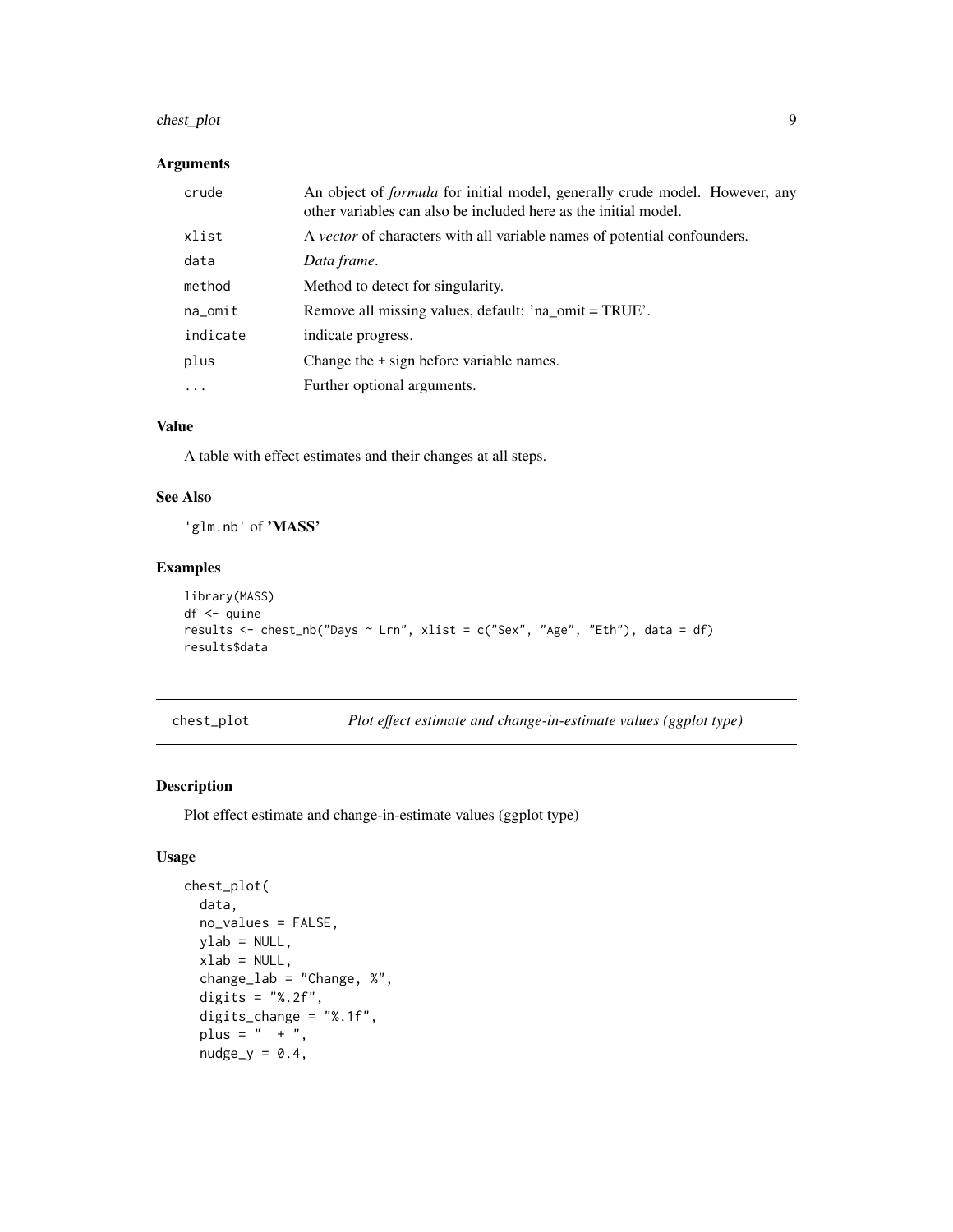### Arguments

| | |
|---|---|
| crude | An object of *formula* for initial model, generally crude model. However, any other variables can also be included here as the initial model. |
| xlist | A *vector* of characters with all variable names of potential confounders. |
| data | *Data frame*. |
| method | Method to detect for singularity. |
| na_omit | Remove all missing values, default: 'na_omit = TRUE'. |
| indicate | indicate progress. |
| plus | Change the + sign before variable names. |
| ... | Further optional arguments. |

### Value

A table with effect estimates and their changes at all steps.

### See Also

'glm.nb' of **'MASS'**

### Examples

```
library(MASS)
df <- quine
results <- chest_nb("Days ~ Lrn", xlist = c("Sex", "Age", "Eth"), data = df)
results$data
```

---

## chest_plot — *Plot effect estimate and change-in-estimate values (ggplot type)*

---

### Description

Plot effect estimate and change-in-estimate values (ggplot type)

### Usage

```
chest_plot(
  data,
  no_values = FALSE,
  ylab = NULL,
  xlab = NULL,
  change_lab = "Change, %",
  digits = "%.2f",
  digits_change = "%.1f",
  plus = "  + ",
  nudge_y = 0.4,
```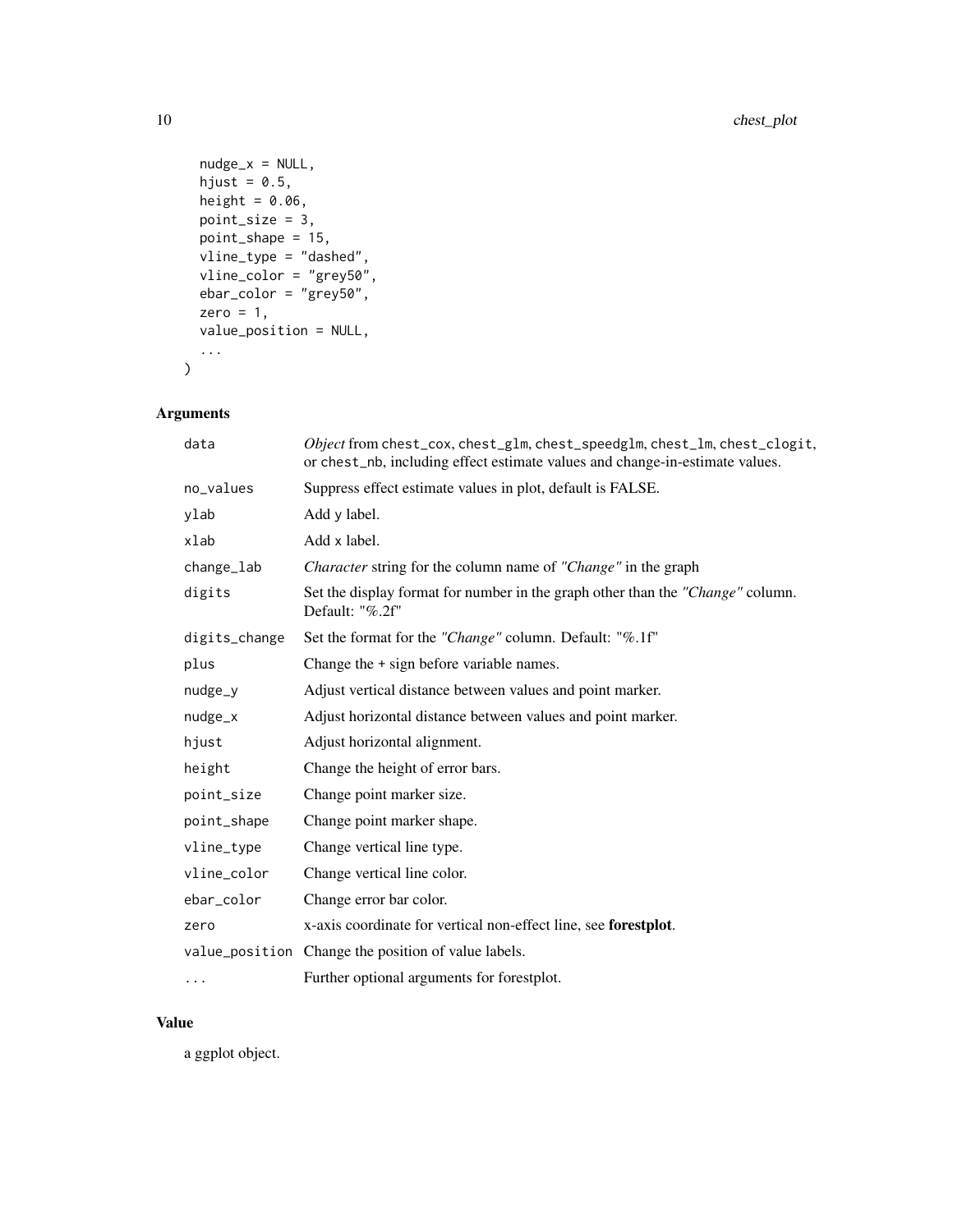```
  nudge_x = NULL,
  hjust = 0.5,
  height = 0.06,
  point_size = 3,
  point_shape = 15,
  vline_type = "dashed",
  vline_color = "grey50",
  ebar_color = "grey50",
  zero = 1,
  value_position = NULL,
  ...
)
```

## Arguments

| | |
|---|---|
| data | *Object* from chest_cox, chest_glm, chest_speedglm, chest_lm, chest_clogit, or chest_nb, including effect estimate values and change-in-estimate values. |
| no_values | Suppress effect estimate values in plot, default is FALSE. |
| ylab | Add y label. |
| xlab | Add x label. |
| change_lab | *Character* string for the column name of *"Change"* in the graph |
| digits | Set the display format for number in the graph other than the *"Change"* column. Default: "%.2f" |
| digits_change | Set the format for the *"Change"* column. Default: "%.1f" |
| plus | Change the + sign before variable names. |
| nudge_y | Adjust vertical distance between values and point marker. |
| nudge_x | Adjust horizontal distance between values and point marker. |
| hjust | Adjust horizontal alignment. |
| height | Change the height of error bars. |
| point_size | Change point marker size. |
| point_shape | Change point marker shape. |
| vline_type | Change vertical line type. |
| vline_color | Change vertical line color. |
| ebar_color | Change error bar color. |
| zero | x-axis coordinate for vertical non-effect line, see **forestplot**. |
| value_position | Change the position of value labels. |
| ... | Further optional arguments for forestplot. |

## Value

a ggplot object.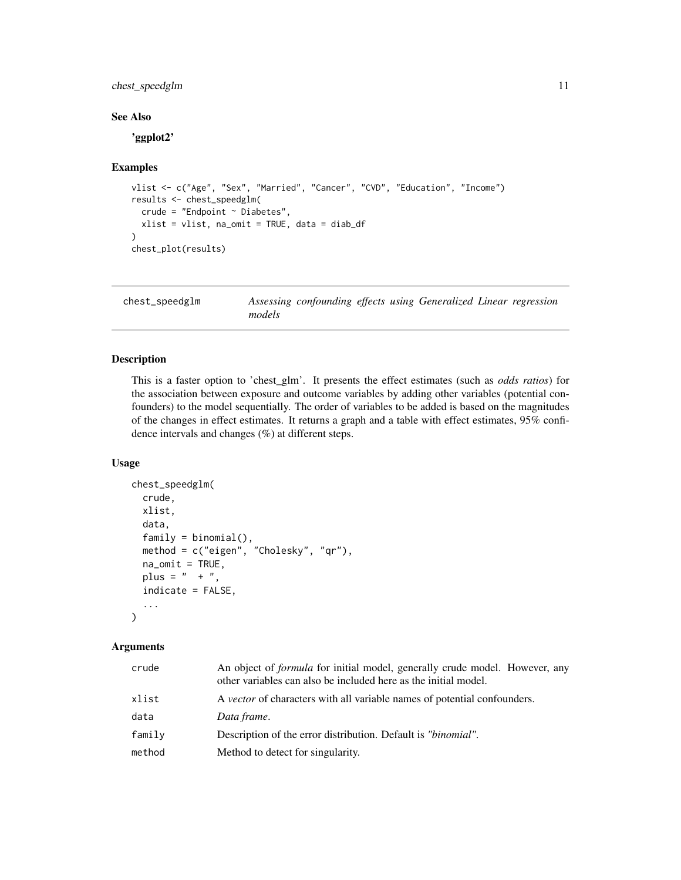## See Also

**'ggplot2'**

## Examples

```
vlist <- c("Age", "Sex", "Married", "Cancer", "CVD", "Education", "Income")
results <- chest_speedglm(
  crude = "Endpoint ~ Diabetes",
  xlist = vlist, na_omit = TRUE, data = diab_df
)
chest_plot(results)
```

---

# chest_speedglm — *Assessing confounding effects using Generalized Linear regression models*

---

## Description

This is a faster option to 'chest_glm'. It presents the effect estimates (such as *odds ratios*) for the association between exposure and outcome variables by adding other variables (potential confounders) to the model sequentially. The order of variables to be added is based on the magnitudes of the changes in effect estimates. It returns a graph and a table with effect estimates, 95% confidence intervals and changes (%) at different steps.

## Usage

```
chest_speedglm(
  crude,
  xlist,
  data,
  family = binomial(),
  method = c("eigen", "Cholesky", "qr"),
  na_omit = TRUE,
  plus = "  + ",
  indicate = FALSE,
  ...
)
```

## Arguments

| | |
|---|---|
| crude | An object of *formula* for initial model, generally crude model. However, any other variables can also be included here as the initial model. |
| xlist | A *vector* of characters with all variable names of potential confounders. |
| data | *Data frame*. |
| family | Description of the error distribution. Default is *"binomial"*. |
| method | Method to detect for singularity. |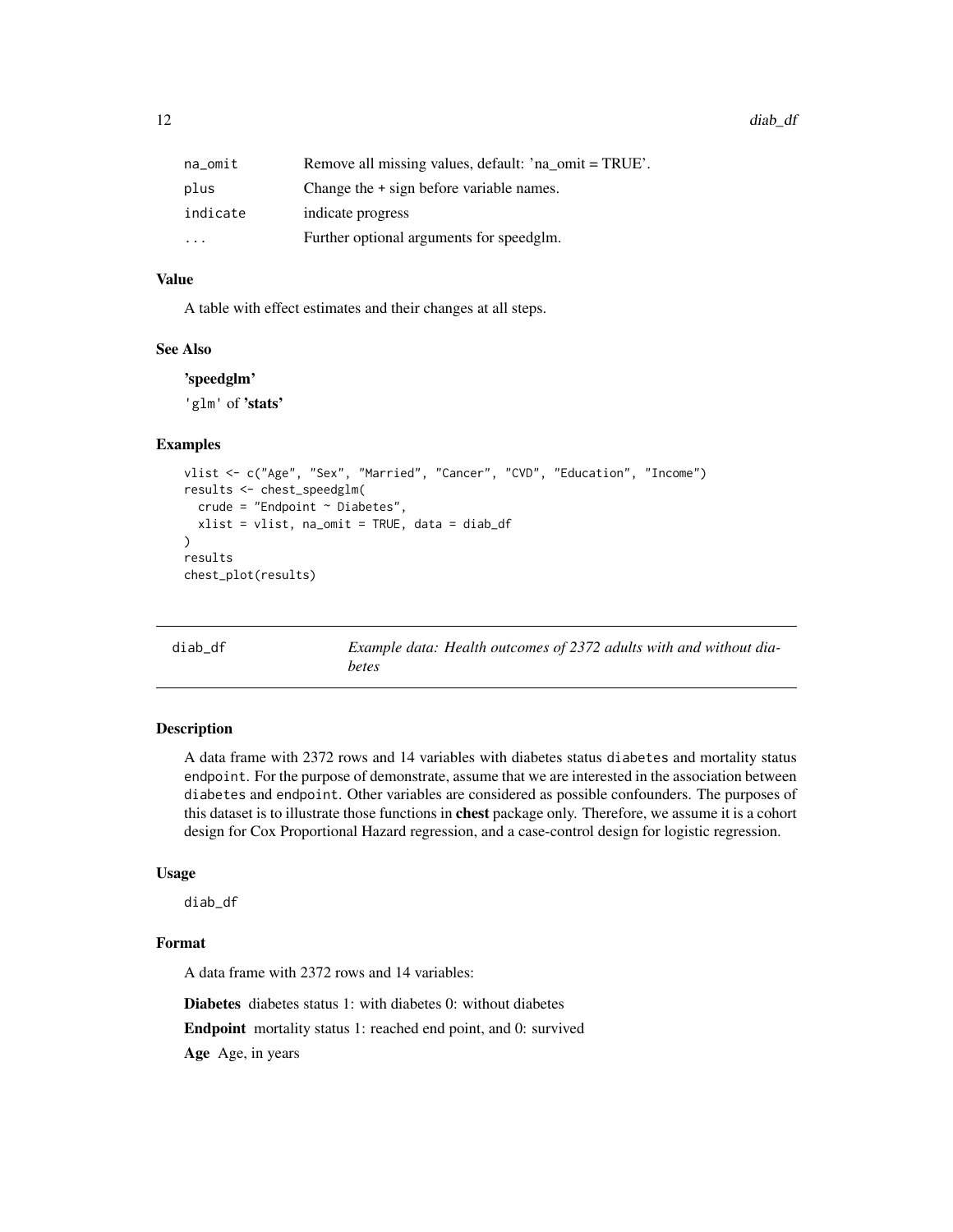| | |
|---|---|
| `na_omit` | Remove all missing values, default: 'na_omit = TRUE'. |
| `plus` | Change the + sign before variable names. |
| `indicate` | indicate progress |
| `...` | Further optional arguments for speedglm. |

### Value

A table with effect estimates and their changes at all steps.

### See Also

**'speedglm'**

'glm' of **'stats'**

### Examples

```
vlist <- c("Age", "Sex", "Married", "Cancer", "CVD", "Education", "Income")
results <- chest_speedglm(
  crude = "Endpoint ~ Diabetes",
  xlist = vlist, na_omit = TRUE, data = diab_df
)
results
chest_plot(results)
```

---

## diab_df — *Example data: Health outcomes of 2372 adults with and without diabetes*

---

### Description

A data frame with 2372 rows and 14 variables with diabetes status `diabetes` and mortality status `endpoint`. For the purpose of demonstrate, assume that we are interested in the association between `diabetes` and `endpoint`. Other variables are considered as possible confounders. The purposes of this dataset is to illustrate those functions in **chest** package only. Therefore, we assume it is a cohort design for Cox Proportional Hazard regression, and a case-control design for logistic regression.

### Usage

```
diab_df
```

### Format

A data frame with 2372 rows and 14 variables:

**Diabetes** diabetes status 1: with diabetes 0: without diabetes

**Endpoint** mortality status 1: reached end point, and 0: survived

**Age** Age, in years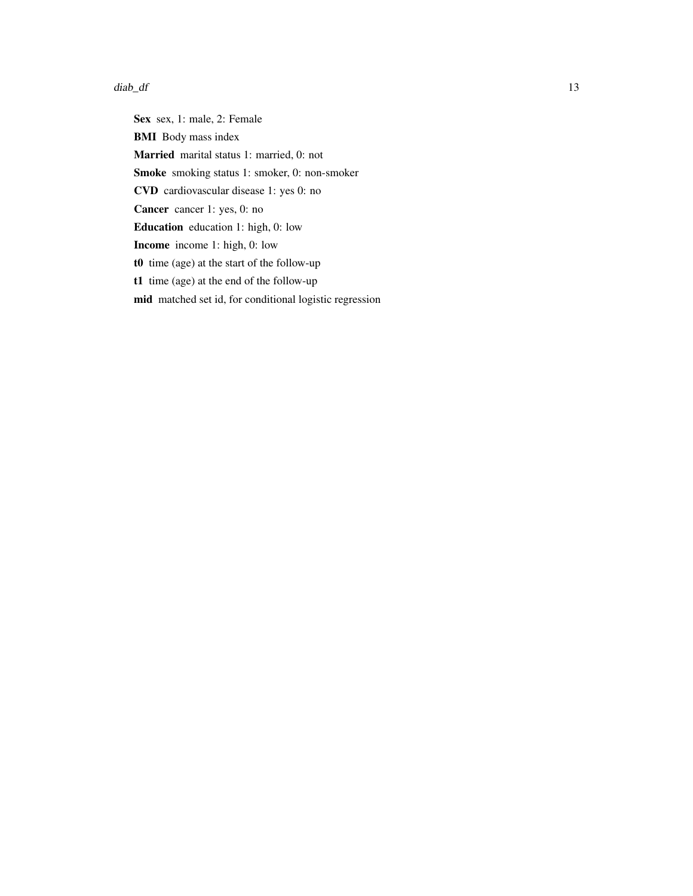**Sex** sex, 1: male, 2: Female

**BMI** Body mass index

**Married** marital status 1: married, 0: not

**Smoke** smoking status 1: smoker, 0: non-smoker

**CVD** cardiovascular disease 1: yes 0: no

**Cancer** cancer 1: yes, 0: no

**Education** education 1: high, 0: low

**Income** income 1: high, 0: low

**t0** time (age) at the start of the follow-up

**t1** time (age) at the end of the follow-up

**mid** matched set id, for conditional logistic regression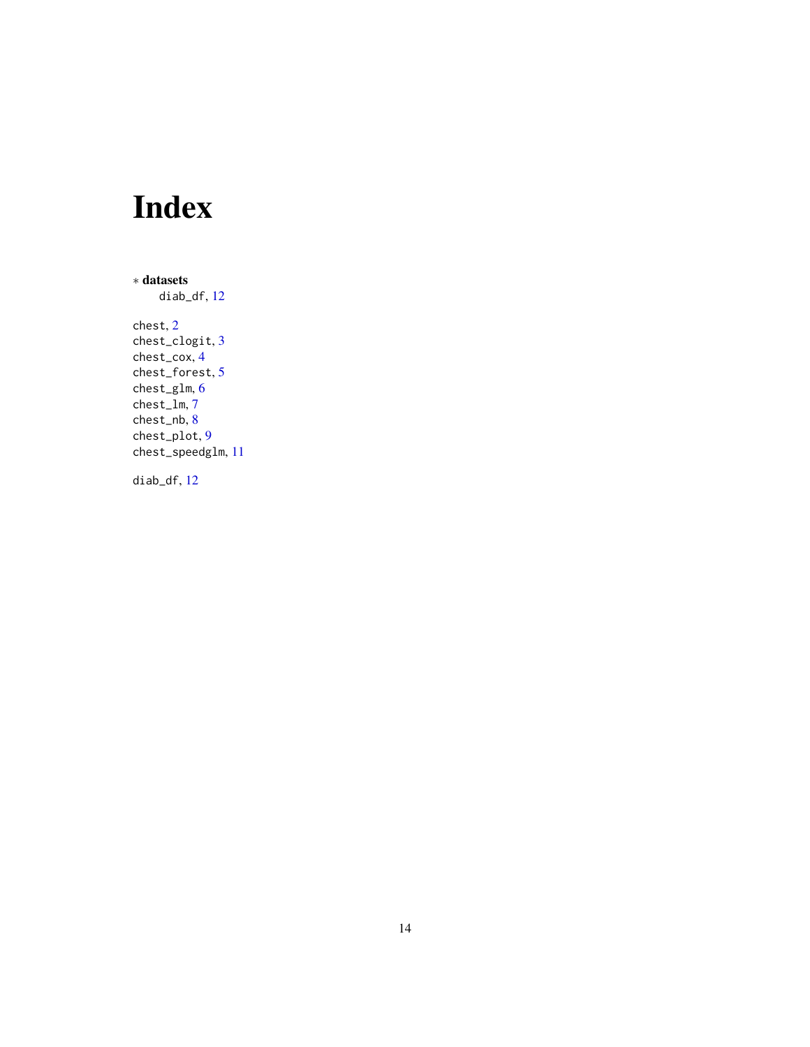# Index

∗ **datasets**
  diab_df, 12

chest, 2
chest_clogit, 3
chest_cox, 4
chest_forest, 5
chest_glm, 6
chest_lm, 7
chest_nb, 8
chest_plot, 9
chest_speedglm, 11

diab_df, 12